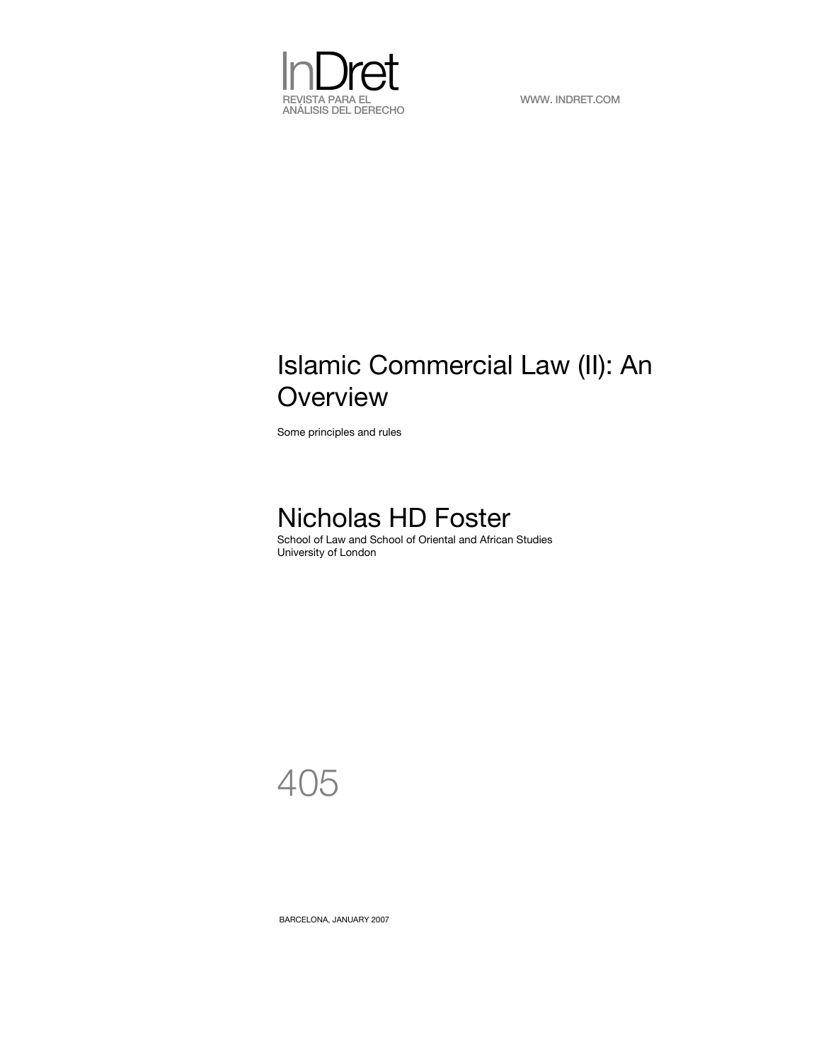InDret
REVISTA PARA EL
ANÁLISIS DEL DERECHO

WWW. INDRET.COM

# Islamic Commercial Law (II): An Overview

Some principles and rules

## Nicholas HD Foster

School of Law and School of Oriental and African Studies
University of London

405

BARCELONA, JANUARY 2007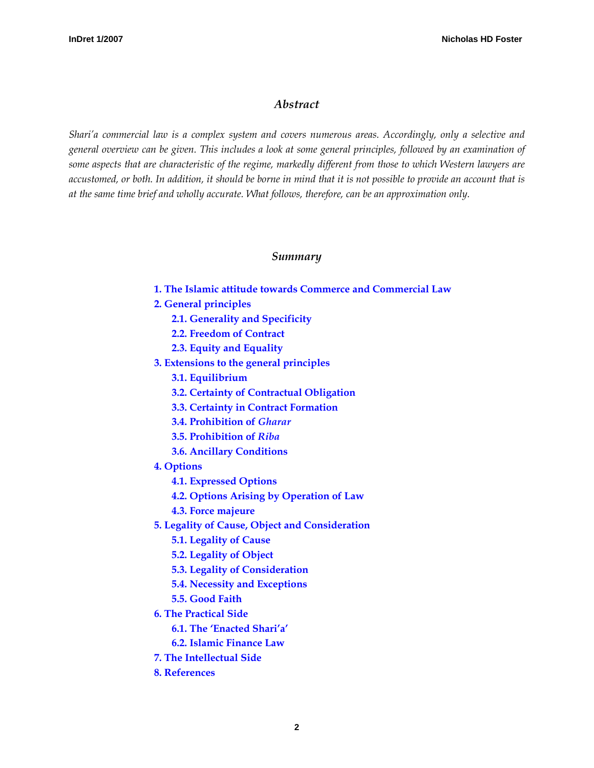## *Abstract*

*Shari'a commercial law is a complex system and covers numerous areas. Accordingly, only a selective and general overview can be given. This includes a look at some general principles, followed by an examination of some aspects that are characteristic of the regime, markedly different from those to which Western lawyers are accustomed, or both. In addition, it should be borne in mind that it is not possible to provide an account that is at the same time brief and wholly accurate. What follows, therefore, can be an approximation only.*

## *Summary*

**1. The Islamic attitude towards Commerce and Commercial Law**

**2. General principles**

- **2.1. Generality and Specificity**
- **2.2. Freedom of Contract**
- **2.3. Equity and Equality**

**3. Extensions to the general principles**

- **3.1. Equilibrium**
- **3.2. Certainty of Contractual Obligation**
- **3.3. Certainty in Contract Formation**
- **3.4. Prohibition of *Gharar***
- **3.5. Prohibition of *Riba***
- **3.6. Ancillary Conditions**

**4. Options**

- **4.1. Expressed Options**
- **4.2. Options Arising by Operation of Law**
- **4.3. Force majeure**

**5. Legality of Cause, Object and Consideration**

- **5.1. Legality of Cause**
- **5.2. Legality of Object**
- **5.3. Legality of Consideration**
- **5.4. Necessity and Exceptions**
- **5.5. Good Faith**

**6. The Practical Side**

- **6.1. The 'Enacted Shari'a'**
- **6.2. Islamic Finance Law**

**7. The Intellectual Side**

**8. References**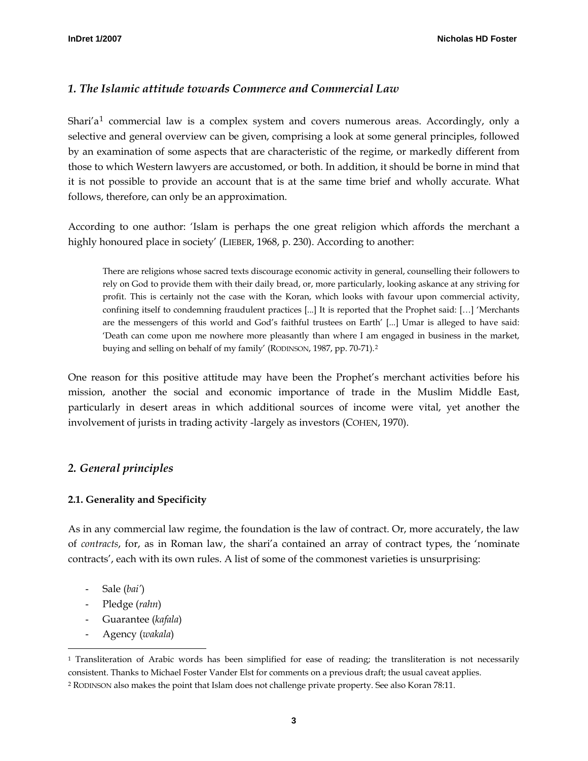## *1. The Islamic attitude towards Commerce and Commercial Law*

Shari'a[1] commercial law is a complex system and covers numerous areas. Accordingly, only a selective and general overview can be given, comprising a look at some general principles, followed by an examination of some aspects that are characteristic of the regime, or markedly different from those to which Western lawyers are accustomed, or both. In addition, it should be borne in mind that it is not possible to provide an account that is at the same time brief and wholly accurate. What follows, therefore, can only be an approximation.

According to one author: 'Islam is perhaps the one great religion which affords the merchant a highly honoured place in society' (LIEBER, 1968, p. 230). According to another:

> There are religions whose sacred texts discourage economic activity in general, counselling their followers to rely on God to provide them with their daily bread, or, more particularly, looking askance at any striving for profit. This is certainly not the case with the Koran, which looks with favour upon commercial activity, confining itself to condemning fraudulent practices [...] It is reported that the Prophet said: […] 'Merchants are the messengers of this world and God's faithful trustees on Earth' [...] Umar is alleged to have said: 'Death can come upon me nowhere more pleasantly than where I am engaged in business in the market, buying and selling on behalf of my family' (RODINSON, 1987, pp. 70-71).[2]

One reason for this positive attitude may have been the Prophet's merchant activities before his mission, another the social and economic importance of trade in the Muslim Middle East, particularly in desert areas in which additional sources of income were vital, yet another the involvement of jurists in trading activity -largely as investors (COHEN, 1970).

## *2. General principles*

### 2.1. Generality and Specificity

As in any commercial law regime, the foundation is the law of contract. Or, more accurately, the law of *contracts*, for, as in Roman law, the shari'a contained an array of contract types, the 'nominate contracts', each with its own rules. A list of some of the commonest varieties is unsurprising:

- Sale (*bai'*)
- Pledge (*rahn*)
- Guarantee (*kafala*)
- Agency (*wakala*)

---

[1] Transliteration of Arabic words has been simplified for ease of reading; the transliteration is not necessarily consistent. Thanks to Michael Foster Vander Elst for comments on a previous draft; the usual caveat applies.

[2] RODINSON also makes the point that Islam does not challenge private property. See also Koran 78:11.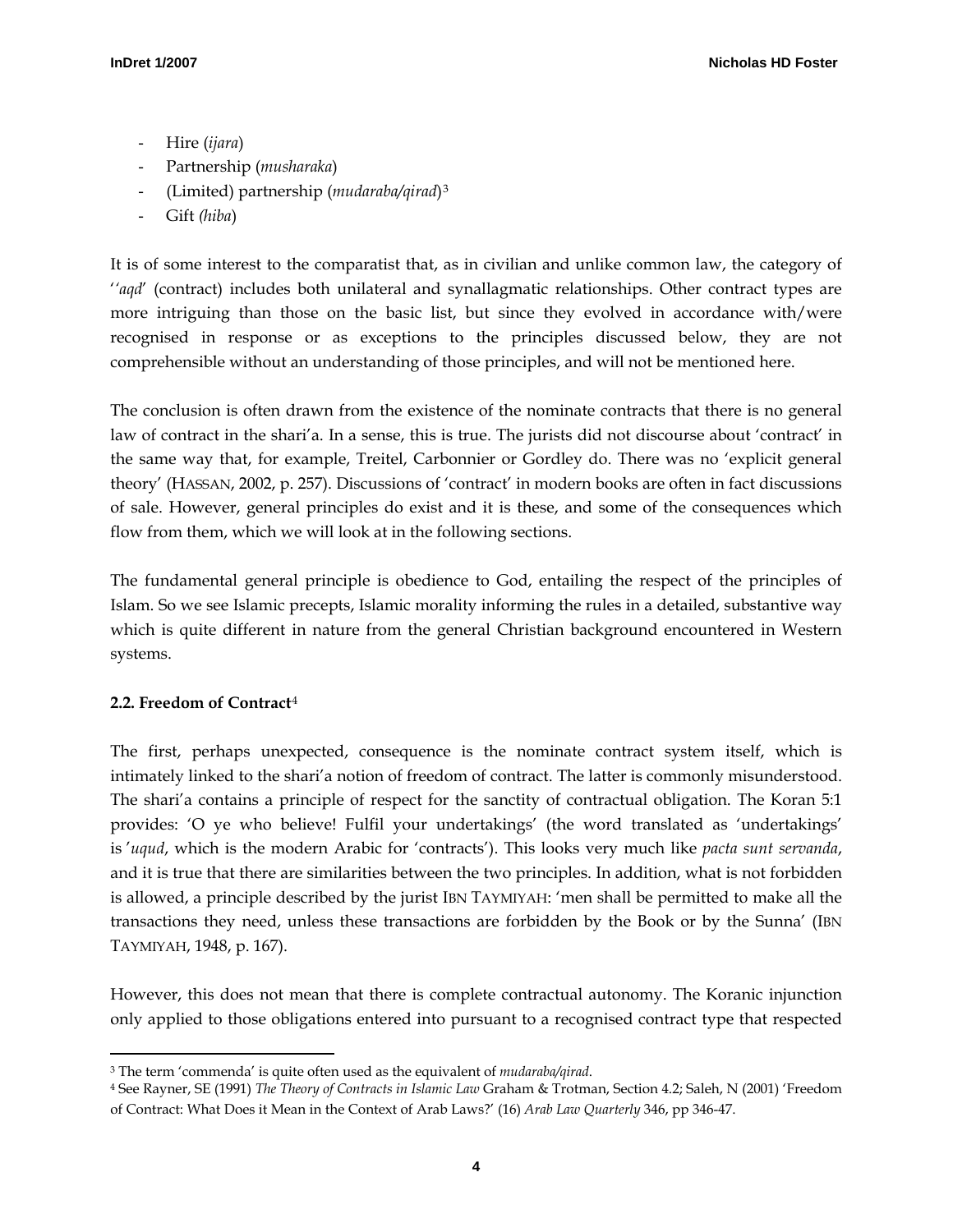- Hire (*ijara*)
- Partnership (*musharaka*)
- (Limited) partnership (*mudaraba/qirad*)[3]
- Gift *(hiba*)

It is of some interest to the comparatist that, as in civilian and unlike common law, the category of '*'aqd*' (contract) includes both unilateral and synallagmatic relationships. Other contract types are more intriguing than those on the basic list, but since they evolved in accordance with/were recognised in response or as exceptions to the principles discussed below, they are not comprehensible without an understanding of those principles, and will not be mentioned here.

The conclusion is often drawn from the existence of the nominate contracts that there is no general law of contract in the shari'a. In a sense, this is true. The jurists did not discourse about 'contract' in the same way that, for example, Treitel, Carbonnier or Gordley do. There was no 'explicit general theory' (HASSAN, 2002, p. 257). Discussions of 'contract' in modern books are often in fact discussions of sale. However, general principles do exist and it is these, and some of the consequences which flow from them, which we will look at in the following sections.

The fundamental general principle is obedience to God, entailing the respect of the principles of Islam. So we see Islamic precepts, Islamic morality informing the rules in a detailed, substantive way which is quite different in nature from the general Christian background encountered in Western systems.

### 2.2. Freedom of Contract[4]

The first, perhaps unexpected, consequence is the nominate contract system itself, which is intimately linked to the shari'a notion of freedom of contract. The latter is commonly misunderstood. The shari'a contains a principle of respect for the sanctity of contractual obligation. The Koran 5:1 provides: 'O ye who believe! Fulfil your undertakings' (the word translated as 'undertakings' is *'uqud*, which is the modern Arabic for 'contracts'). This looks very much like *pacta sunt servanda*, and it is true that there are similarities between the two principles. In addition, what is not forbidden is allowed, a principle described by the jurist IBN TAYMIYAH: 'men shall be permitted to make all the transactions they need, unless these transactions are forbidden by the Book or by the Sunna' (IBN TAYMIYAH, 1948, p. 167).

However, this does not mean that there is complete contractual autonomy. The Koranic injunction only applied to those obligations entered into pursuant to a recognised contract type that respected

---

[3] The term 'commenda' is quite often used as the equivalent of *mudaraba/qirad*.

[4] See Rayner, SE (1991) *The Theory of Contracts in Islamic Law* Graham & Trotman, Section 4.2; Saleh, N (2001) 'Freedom of Contract: What Does it Mean in the Context of Arab Laws?' (16) *Arab Law Quarterly* 346, pp 346-47.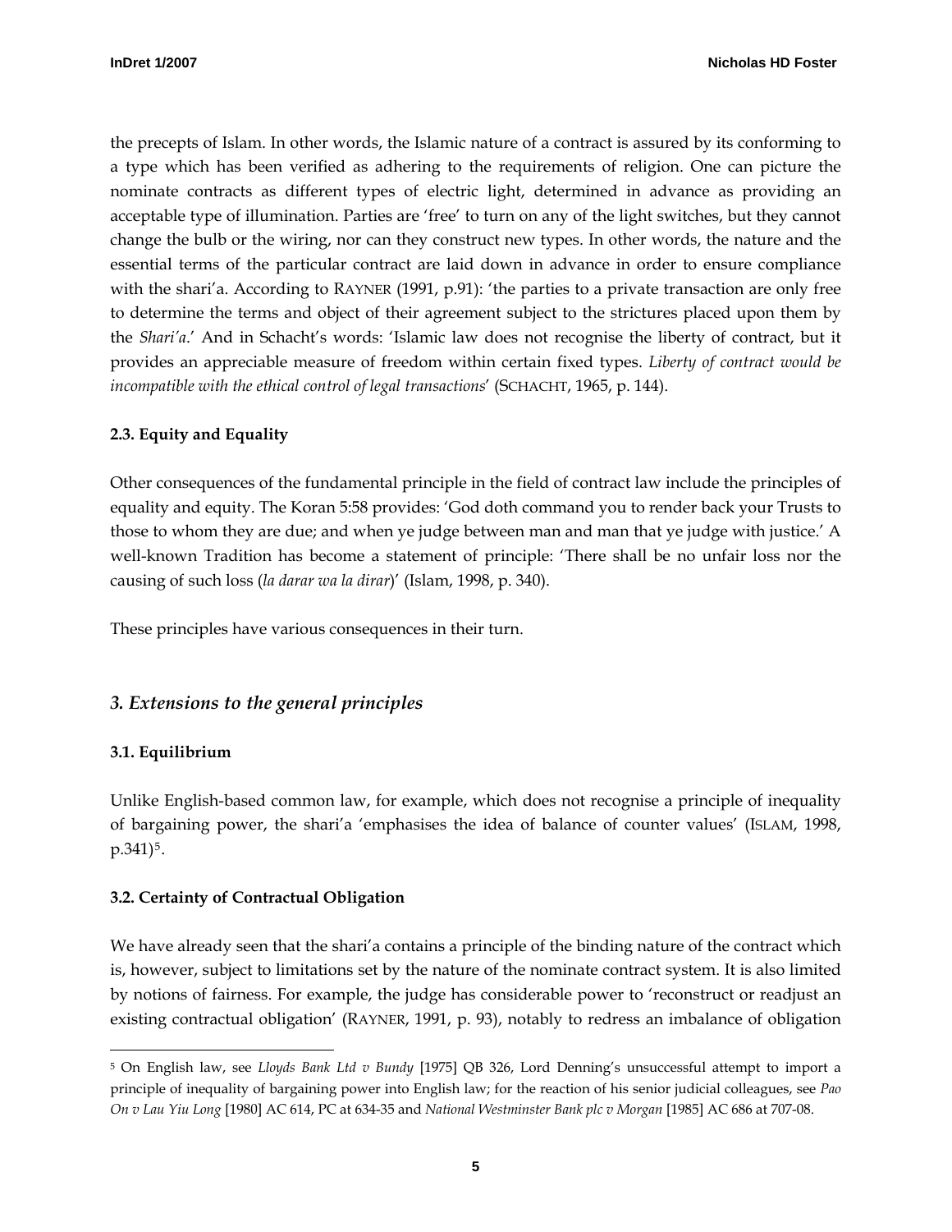the precepts of Islam. In other words, the Islamic nature of a contract is assured by its conforming to a type which has been verified as adhering to the requirements of religion. One can picture the nominate contracts as different types of electric light, determined in advance as providing an acceptable type of illumination. Parties are 'free' to turn on any of the light switches, but they cannot change the bulb or the wiring, nor can they construct new types. In other words, the nature and the essential terms of the particular contract are laid down in advance in order to ensure compliance with the shari'a. According to RAYNER (1991, p.91): 'the parties to a private transaction are only free to determine the terms and object of their agreement subject to the strictures placed upon them by the *Shari'a*.' And in Schacht's words: 'Islamic law does not recognise the liberty of contract, but it provides an appreciable measure of freedom within certain fixed types. *Liberty of contract would be incompatible with the ethical control of legal transactions*' (SCHACHT, 1965, p. 144).

**2.3. Equity and Equality**

Other consequences of the fundamental principle in the field of contract law include the principles of equality and equity. The Koran 5:58 provides: 'God doth command you to render back your Trusts to those to whom they are due; and when ye judge between man and man that ye judge with justice.' A well-known Tradition has become a statement of principle: 'There shall be no unfair loss nor the causing of such loss (*la darar wa la dirar*)' (Islam, 1998, p. 340).

These principles have various consequences in their turn.

## *3. Extensions to the general principles*

**3.1. Equilibrium**

Unlike English-based common law, for example, which does not recognise a principle of inequality of bargaining power, the shari'a 'emphasises the idea of balance of counter values' (ISLAM, 1998, p.341)[5].

**3.2. Certainty of Contractual Obligation**

We have already seen that the shari'a contains a principle of the binding nature of the contract which is, however, subject to limitations set by the nature of the nominate contract system. It is also limited by notions of fairness. For example, the judge has considerable power to 'reconstruct or readjust an existing contractual obligation' (RAYNER, 1991, p. 93), notably to redress an imbalance of obligation

---

[5] On English law, see *Lloyds Bank Ltd v Bundy* [1975] QB 326, Lord Denning's unsuccessful attempt to import a principle of inequality of bargaining power into English law; for the reaction of his senior judicial colleagues, see *Pao On v Lau Yiu Long* [1980] AC 614, PC at 634-35 and *National Westminster Bank plc v Morgan* [1985] AC 686 at 707-08.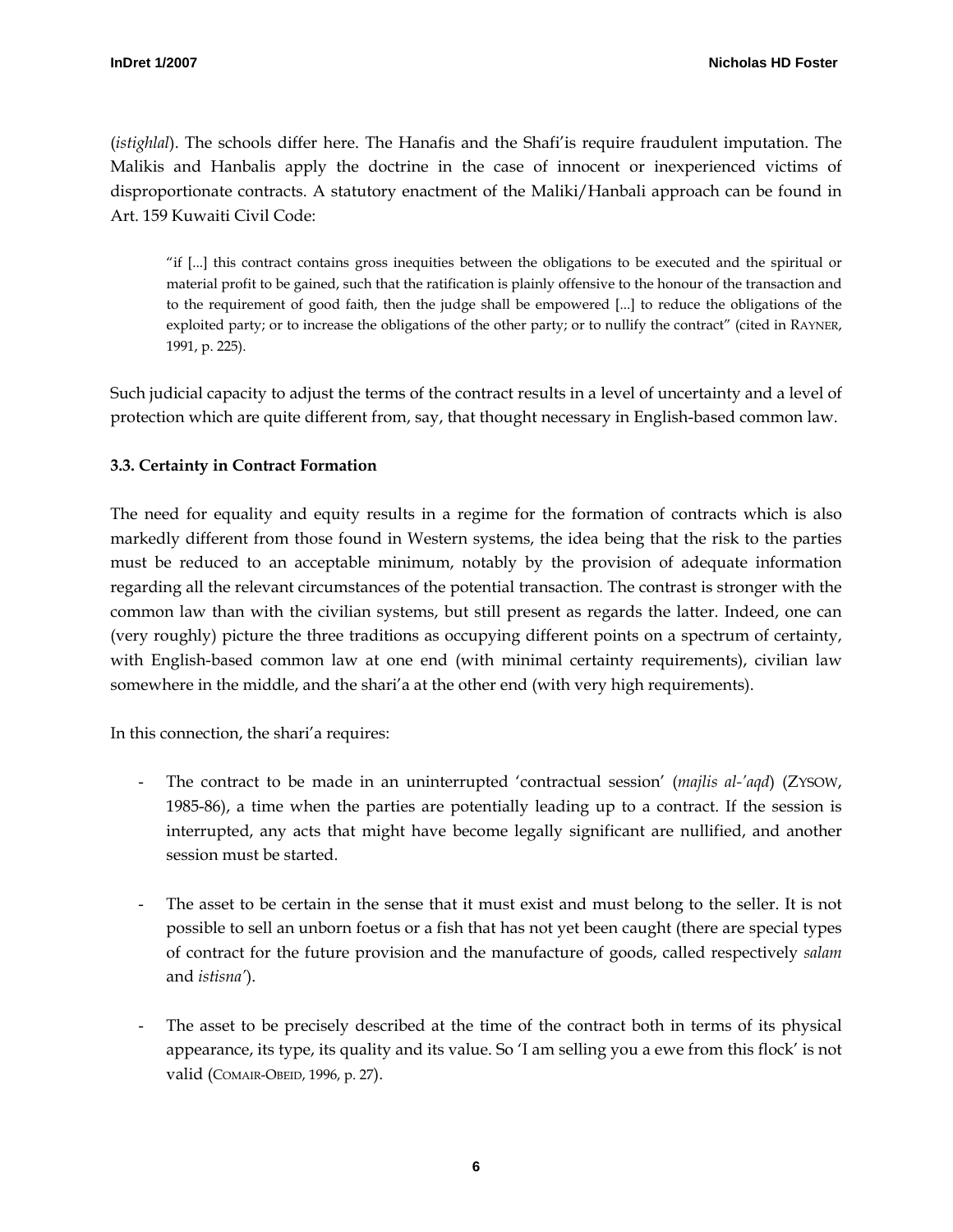(*istighlal*). The schools differ here. The Hanafis and the Shafi'is require fraudulent imputation. The Malikis and Hanbalis apply the doctrine in the case of innocent or inexperienced victims of disproportionate contracts. A statutory enactment of the Maliki/Hanbali approach can be found in Art. 159 Kuwaiti Civil Code:

> "if [...] this contract contains gross inequities between the obligations to be executed and the spiritual or material profit to be gained, such that the ratification is plainly offensive to the honour of the transaction and to the requirement of good faith, then the judge shall be empowered [...] to reduce the obligations of the exploited party; or to increase the obligations of the other party; or to nullify the contract" (cited in RAYNER, 1991, p. 225).

Such judicial capacity to adjust the terms of the contract results in a level of uncertainty and a level of protection which are quite different from, say, that thought necessary in English-based common law.

### 3.3. Certainty in Contract Formation

The need for equality and equity results in a regime for the formation of contracts which is also markedly different from those found in Western systems, the idea being that the risk to the parties must be reduced to an acceptable minimum, notably by the provision of adequate information regarding all the relevant circumstances of the potential transaction. The contrast is stronger with the common law than with the civilian systems, but still present as regards the latter. Indeed, one can (very roughly) picture the three traditions as occupying different points on a spectrum of certainty, with English-based common law at one end (with minimal certainty requirements), civilian law somewhere in the middle, and the shari'a at the other end (with very high requirements).

In this connection, the shari'a requires:

- The contract to be made in an uninterrupted 'contractual session' (*majlis al-'aqd*) (ZYSOW, 1985-86), a time when the parties are potentially leading up to a contract. If the session is interrupted, any acts that might have become legally significant are nullified, and another session must be started.

- The asset to be certain in the sense that it must exist and must belong to the seller. It is not possible to sell an unborn foetus or a fish that has not yet been caught (there are special types of contract for the future provision and the manufacture of goods, called respectively *salam* and *istisna'*).

- The asset to be precisely described at the time of the contract both in terms of its physical appearance, its type, its quality and its value. So 'I am selling you a ewe from this flock' is not valid (COMAIR-OBEID, 1996, p. 27).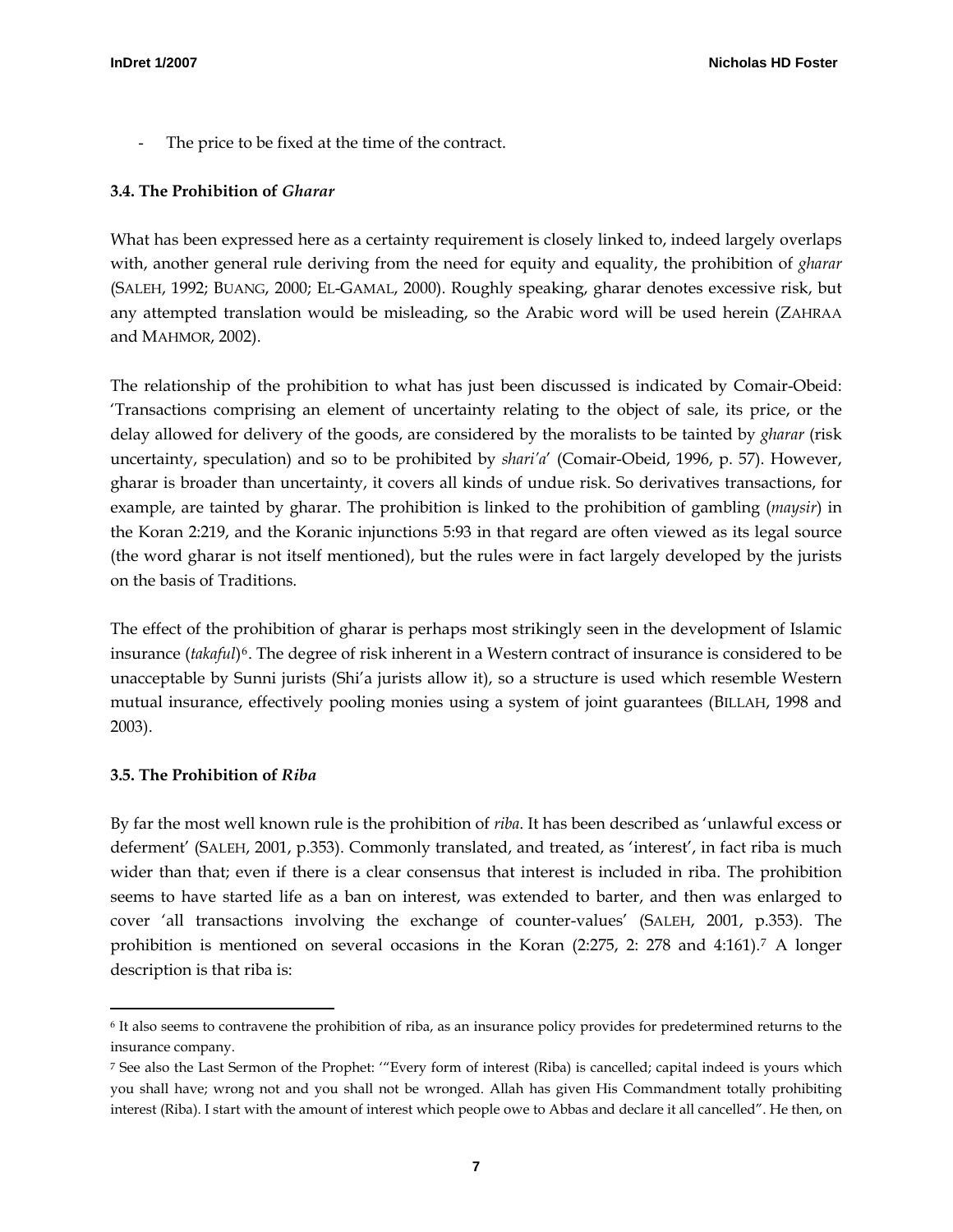- The price to be fixed at the time of the contract.

### 3.4. The Prohibition of *Gharar*

What has been expressed here as a certainty requirement is closely linked to, indeed largely overlaps with, another general rule deriving from the need for equity and equality, the prohibition of *gharar* (SALEH, 1992; BUANG, 2000; EL-GAMAL, 2000). Roughly speaking, gharar denotes excessive risk, but any attempted translation would be misleading, so the Arabic word will be used herein (ZAHRAA and MAHMOR, 2002).

The relationship of the prohibition to what has just been discussed is indicated by Comair-Obeid: 'Transactions comprising an element of uncertainty relating to the object of sale, its price, or the delay allowed for delivery of the goods, are considered by the moralists to be tainted by *gharar* (risk uncertainty, speculation) and so to be prohibited by *shari'a*' (Comair-Obeid, 1996, p. 57). However, gharar is broader than uncertainty, it covers all kinds of undue risk. So derivatives transactions, for example, are tainted by gharar. The prohibition is linked to the prohibition of gambling (*maysir*) in the Koran 2:219, and the Koranic injunctions 5:93 in that regard are often viewed as its legal source (the word gharar is not itself mentioned), but the rules were in fact largely developed by the jurists on the basis of Traditions.

The effect of the prohibition of gharar is perhaps most strikingly seen in the development of Islamic insurance (*takaful*)[6]. The degree of risk inherent in a Western contract of insurance is considered to be unacceptable by Sunni jurists (Shi'a jurists allow it), so a structure is used which resemble Western mutual insurance, effectively pooling monies using a system of joint guarantees (BILLAH, 1998 and 2003).

### 3.5. The Prohibition of *Riba*

By far the most well known rule is the prohibition of *riba*. It has been described as 'unlawful excess or deferment' (SALEH, 2001, p.353). Commonly translated, and treated, as 'interest', in fact riba is much wider than that; even if there is a clear consensus that interest is included in riba. The prohibition seems to have started life as a ban on interest, was extended to barter, and then was enlarged to cover 'all transactions involving the exchange of counter-values' (SALEH, 2001, p.353). The prohibition is mentioned on several occasions in the Koran (2:275, 2: 278 and 4:161).[7] A longer description is that riba is:

---

[6] It also seems to contravene the prohibition of riba, as an insurance policy provides for predetermined returns to the insurance company.

[7] See also the Last Sermon of the Prophet: '"Every form of interest (Riba) is cancelled; capital indeed is yours which you shall have; wrong not and you shall not be wronged. Allah has given His Commandment totally prohibiting interest (Riba). I start with the amount of interest which people owe to Abbas and declare it all cancelled". He then, on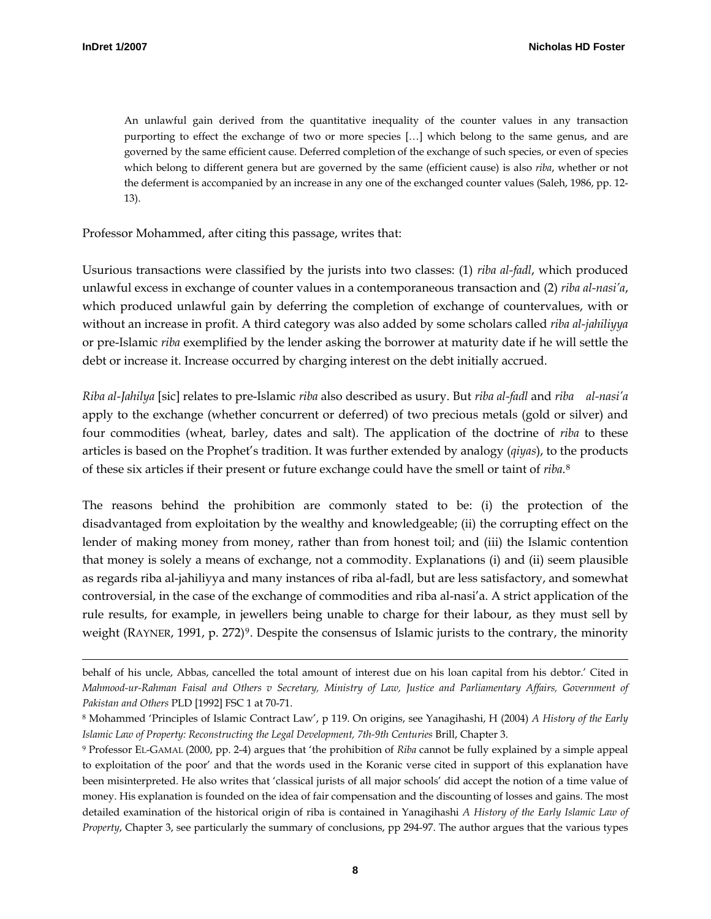> An unlawful gain derived from the quantitative inequality of the counter values in any transaction purporting to effect the exchange of two or more species […] which belong to the same genus, and are governed by the same efficient cause. Deferred completion of the exchange of such species, or even of species which belong to different genera but are governed by the same (efficient cause) is also *riba*, whether or not the deferment is accompanied by an increase in any one of the exchanged counter values (Saleh, 1986, pp. 12-13).

Professor Mohammed, after citing this passage, writes that:

Usurious transactions were classified by the jurists into two classes: (1) *riba al-fadl*, which produced unlawful excess in exchange of counter values in a contemporaneous transaction and (2) *riba al-nasi'a*, which produced unlawful gain by deferring the completion of exchange of countervalues, with or without an increase in profit. A third category was also added by some scholars called *riba al-jahiliyya* or pre-Islamic *riba* exemplified by the lender asking the borrower at maturity date if he will settle the debt or increase it. Increase occurred by charging interest on the debt initially accrued.

*Riba al-Jahilya* [sic] relates to pre-Islamic *riba* also described as usury. But *riba al-fadl* and *riba al-nasi'a* apply to the exchange (whether concurrent or deferred) of two precious metals (gold or silver) and four commodities (wheat, barley, dates and salt). The application of the doctrine of *riba* to these articles is based on the Prophet's tradition. It was further extended by analogy (*qiyas*), to the products of these six articles if their present or future exchange could have the smell or taint of *riba*.[8]

The reasons behind the prohibition are commonly stated to be: (i) the protection of the disadvantaged from exploitation by the wealthy and knowledgeable; (ii) the corrupting effect on the lender of making money from money, rather than from honest toil; and (iii) the Islamic contention that money is solely a means of exchange, not a commodity. Explanations (i) and (ii) seem plausible as regards riba al-jahiliyya and many instances of riba al-fadl, but are less satisfactory, and somewhat controversial, in the case of the exchange of commodities and riba al-nasi'a. A strict application of the rule results, for example, in jewellers being unable to charge for their labour, as they must sell by weight (RAYNER, 1991, p. 272)[9]. Despite the consensus of Islamic jurists to the contrary, the minority

---

behalf of his uncle, Abbas, cancelled the total amount of interest due on his loan capital from his debtor.' Cited in *Mahmood-ur-Rahman Faisal and Others v Secretary, Ministry of Law, Justice and Parliamentary Affairs, Government of Pakistan and Others* PLD [1992] FSC 1 at 70-71.

[8] Mohammed 'Principles of Islamic Contract Law', p 119. On origins, see Yanagihashi, H (2004) *A History of the Early Islamic Law of Property: Reconstructing the Legal Development, 7th-9th Centuries* Brill, Chapter 3.

[9] Professor EL-GAMAL (2000, pp. 2-4) argues that 'the prohibition of *Riba* cannot be fully explained by a simple appeal to exploitation of the poor' and that the words used in the Koranic verse cited in support of this explanation have been misinterpreted. He also writes that 'classical jurists of all major schools' did accept the notion of a time value of money. His explanation is founded on the idea of fair compensation and the discounting of losses and gains. The most detailed examination of the historical origin of riba is contained in Yanagihashi *A History of the Early Islamic Law of Property*, Chapter 3, see particularly the summary of conclusions, pp 294-97. The author argues that the various types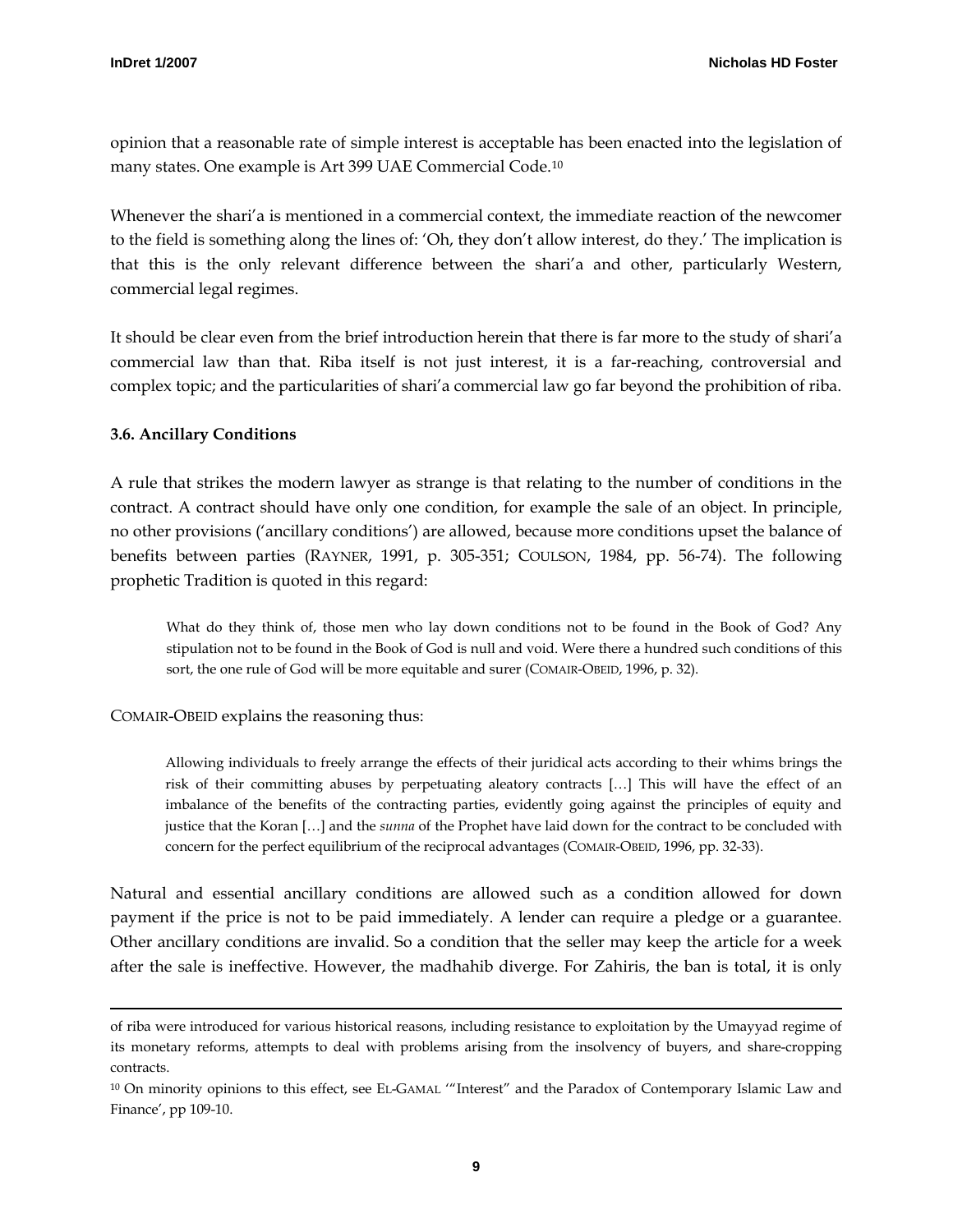opinion that a reasonable rate of simple interest is acceptable has been enacted into the legislation of many states. One example is Art 399 UAE Commercial Code.[10]

Whenever the shari'a is mentioned in a commercial context, the immediate reaction of the newcomer to the field is something along the lines of: 'Oh, they don't allow interest, do they.' The implication is that this is the only relevant difference between the shari'a and other, particularly Western, commercial legal regimes.

It should be clear even from the brief introduction herein that there is far more to the study of shari'a commercial law than that. Riba itself is not just interest, it is a far-reaching, controversial and complex topic; and the particularities of shari'a commercial law go far beyond the prohibition of riba.

### 3.6. Ancillary Conditions

A rule that strikes the modern lawyer as strange is that relating to the number of conditions in the contract. A contract should have only one condition, for example the sale of an object. In principle, no other provisions ('ancillary conditions') are allowed, because more conditions upset the balance of benefits between parties (RAYNER, 1991, p. 305-351; COULSON, 1984, pp. 56-74). The following prophetic Tradition is quoted in this regard:

> What do they think of, those men who lay down conditions not to be found in the Book of God? Any stipulation not to be found in the Book of God is null and void. Were there a hundred such conditions of this sort, the one rule of God will be more equitable and surer (COMAIR-OBEID, 1996, p. 32).

COMAIR-OBEID explains the reasoning thus:

> Allowing individuals to freely arrange the effects of their juridical acts according to their whims brings the risk of their committing abuses by perpetuating aleatory contracts […] This will have the effect of an imbalance of the benefits of the contracting parties, evidently going against the principles of equity and justice that the Koran […] and the *sunna* of the Prophet have laid down for the contract to be concluded with concern for the perfect equilibrium of the reciprocal advantages (COMAIR-OBEID, 1996, pp. 32-33).

Natural and essential ancillary conditions are allowed such as a condition allowed for down payment if the price is not to be paid immediately. A lender can require a pledge or a guarantee. Other ancillary conditions are invalid. So a condition that the seller may keep the article for a week after the sale is ineffective. However, the madhahib diverge. For Zahiris, the ban is total, it is only

---

of riba were introduced for various historical reasons, including resistance to exploitation by the Umayyad regime of its monetary reforms, attempts to deal with problems arising from the insolvency of buyers, and share-cropping contracts.

[10] On minority opinions to this effect, see EL-GAMAL '"Interest" and the Paradox of Contemporary Islamic Law and Finance', pp 109-10.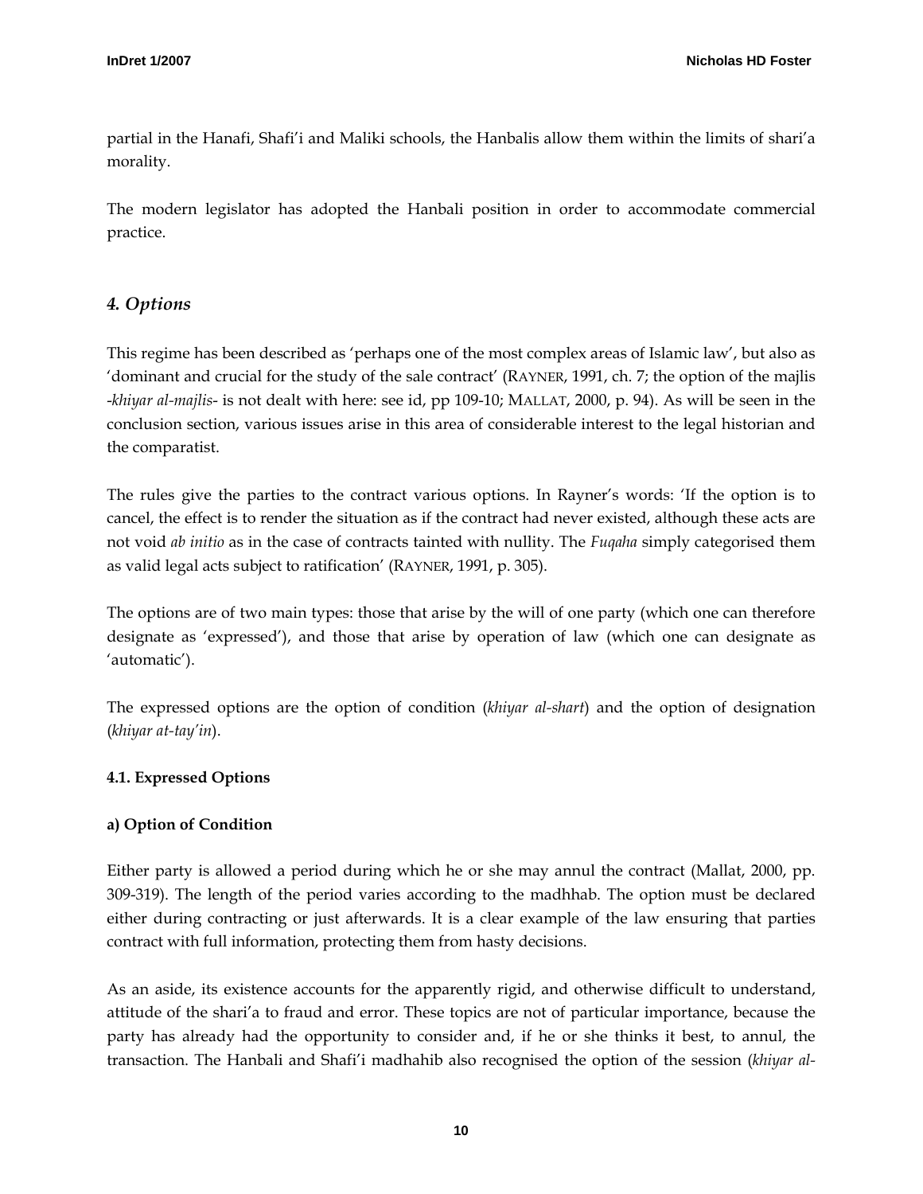partial in the Hanafi, Shafi'i and Maliki schools, the Hanbalis allow them within the limits of shari'a morality.

The modern legislator has adopted the Hanbali position in order to accommodate commercial practice.

## *4. Options*

This regime has been described as 'perhaps one of the most complex areas of Islamic law', but also as 'dominant and crucial for the study of the sale contract' (RAYNER, 1991, ch. 7; the option of the majlis -*khiyar al-majlis*- is not dealt with here: see id, pp 109-10; MALLAT, 2000, p. 94). As will be seen in the conclusion section, various issues arise in this area of considerable interest to the legal historian and the comparatist.

The rules give the parties to the contract various options. In Rayner's words: 'If the option is to cancel, the effect is to render the situation as if the contract had never existed, although these acts are not void *ab initio* as in the case of contracts tainted with nullity. The *Fuqaha* simply categorised them as valid legal acts subject to ratification' (RAYNER, 1991, p. 305).

The options are of two main types: those that arise by the will of one party (which one can therefore designate as 'expressed'), and those that arise by operation of law (which one can designate as 'automatic').

The expressed options are the option of condition (*khiyar al-shart*) and the option of designation (*khiyar at-tay'in*).

### 4.1. Expressed Options

**a) Option of Condition**

Either party is allowed a period during which he or she may annul the contract (Mallat, 2000, pp. 309-319). The length of the period varies according to the madhhab. The option must be declared either during contracting or just afterwards. It is a clear example of the law ensuring that parties contract with full information, protecting them from hasty decisions.

As an aside, its existence accounts for the apparently rigid, and otherwise difficult to understand, attitude of the shari'a to fraud and error. These topics are not of particular importance, because the party has already had the opportunity to consider and, if he or she thinks it best, to annul, the transaction. The Hanbali and Shafi'i madhahib also recognised the option of the session (*khiyar al-*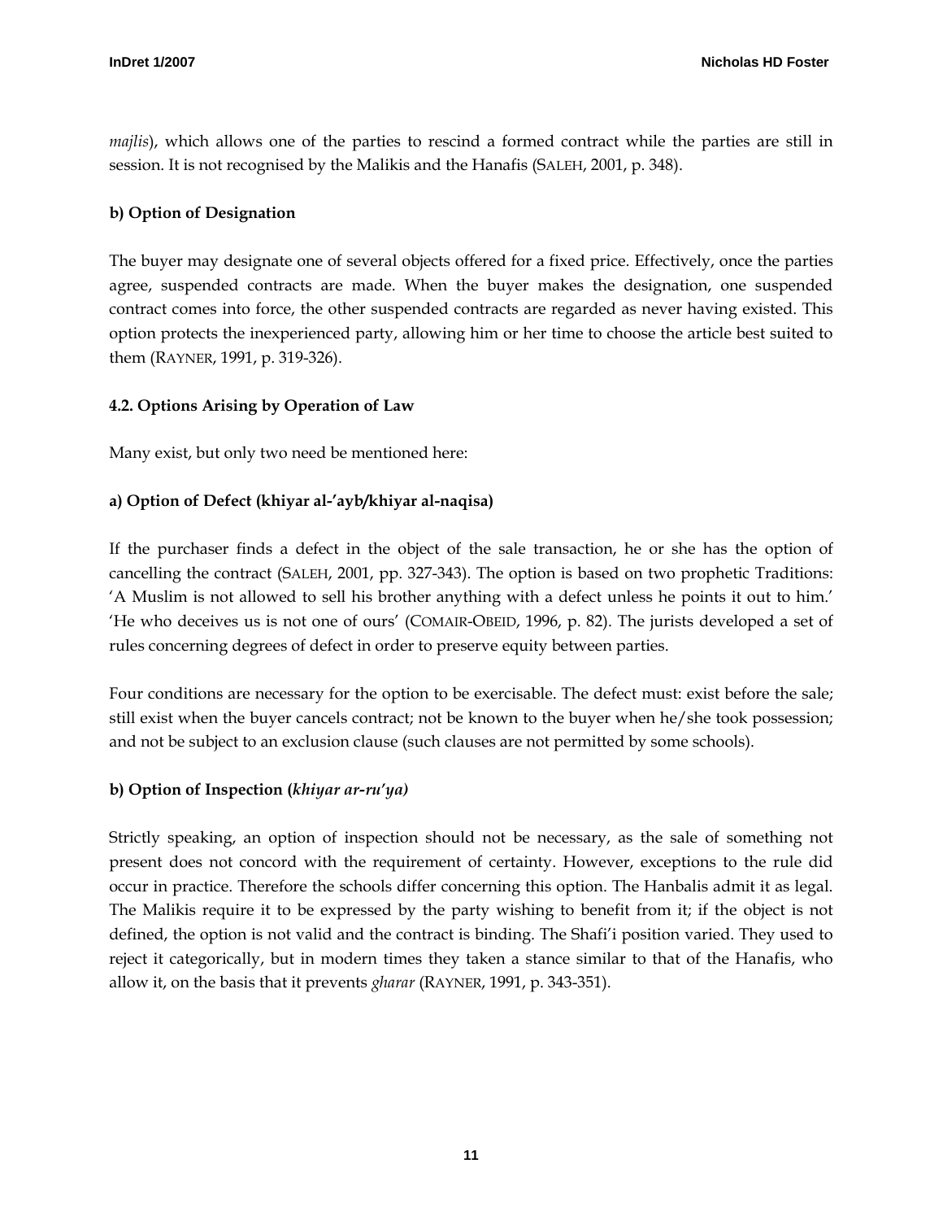*majlis*), which allows one of the parties to rescind a formed contract while the parties are still in session. It is not recognised by the Malikis and the Hanafis (SALEH, 2001, p. 348).

**b) Option of Designation**

The buyer may designate one of several objects offered for a fixed price. Effectively, once the parties agree, suspended contracts are made. When the buyer makes the designation, one suspended contract comes into force, the other suspended contracts are regarded as never having existed. This option protects the inexperienced party, allowing him or her time to choose the article best suited to them (RAYNER, 1991, p. 319-326).

**4.2. Options Arising by Operation of Law**

Many exist, but only two need be mentioned here:

**a) Option of Defect (khiyar al-'ayb/khiyar al-naqisa)**

If the purchaser finds a defect in the object of the sale transaction, he or she has the option of cancelling the contract (SALEH, 2001, pp. 327-343). The option is based on two prophetic Traditions: 'A Muslim is not allowed to sell his brother anything with a defect unless he points it out to him.' 'He who deceives us is not one of ours' (COMAIR-OBEID, 1996, p. 82). The jurists developed a set of rules concerning degrees of defect in order to preserve equity between parties.

Four conditions are necessary for the option to be exercisable. The defect must: exist before the sale; still exist when the buyer cancels contract; not be known to the buyer when he/she took possession; and not be subject to an exclusion clause (such clauses are not permitted by some schools).

**b) Option of Inspection (*khiyar ar-ru'ya)***

Strictly speaking, an option of inspection should not be necessary, as the sale of something not present does not concord with the requirement of certainty. However, exceptions to the rule did occur in practice. Therefore the schools differ concerning this option. The Hanbalis admit it as legal. The Malikis require it to be expressed by the party wishing to benefit from it; if the object is not defined, the option is not valid and the contract is binding. The Shafi'i position varied. They used to reject it categorically, but in modern times they taken a stance similar to that of the Hanafis, who allow it, on the basis that it prevents *gharar* (RAYNER, 1991, p. 343-351).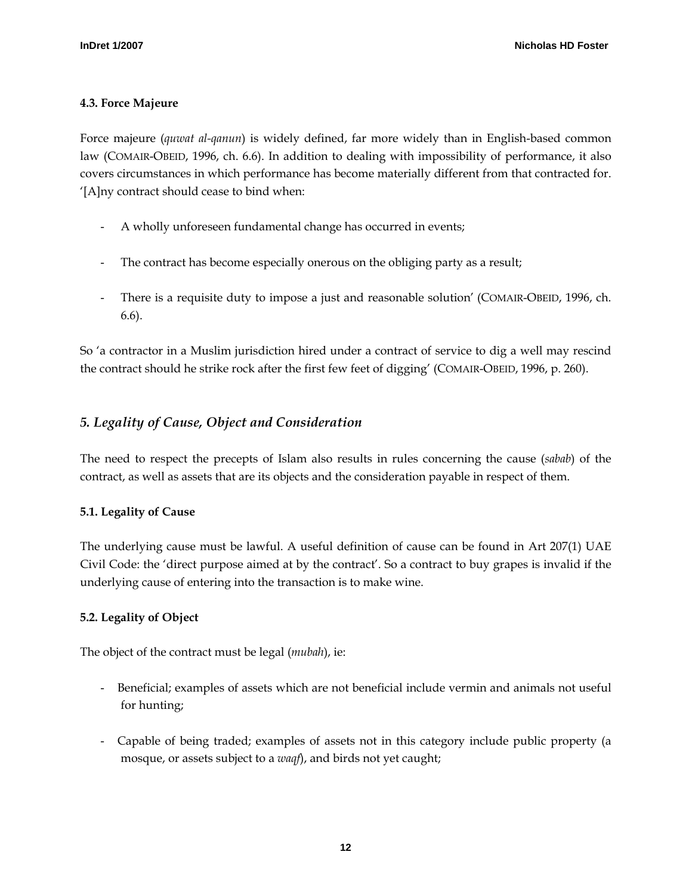### 4.3. Force Majeure

Force majeure (*quwat al-qanun*) is widely defined, far more widely than in English-based common law (COMAIR-OBEID, 1996, ch. 6.6). In addition to dealing with impossibility of performance, it also covers circumstances in which performance has become materially different from that contracted for. '[A]ny contract should cease to bind when:

- A wholly unforeseen fundamental change has occurred in events;
- The contract has become especially onerous on the obliging party as a result;
- There is a requisite duty to impose a just and reasonable solution' (COMAIR-OBEID, 1996, ch. 6.6).

So 'a contractor in a Muslim jurisdiction hired under a contract of service to dig a well may rescind the contract should he strike rock after the first few feet of digging' (COMAIR-OBEID, 1996, p. 260).

## *5. Legality of Cause, Object and Consideration*

The need to respect the precepts of Islam also results in rules concerning the cause (*sabab*) of the contract, as well as assets that are its objects and the consideration payable in respect of them.

### 5.1. Legality of Cause

The underlying cause must be lawful. A useful definition of cause can be found in Art 207(1) UAE Civil Code: the 'direct purpose aimed at by the contract'. So a contract to buy grapes is invalid if the underlying cause of entering into the transaction is to make wine.

### 5.2. Legality of Object

The object of the contract must be legal (*mubah*), ie:

- Beneficial; examples of assets which are not beneficial include vermin and animals not useful for hunting;
- Capable of being traded; examples of assets not in this category include public property (a mosque, or assets subject to a *waqf*), and birds not yet caught;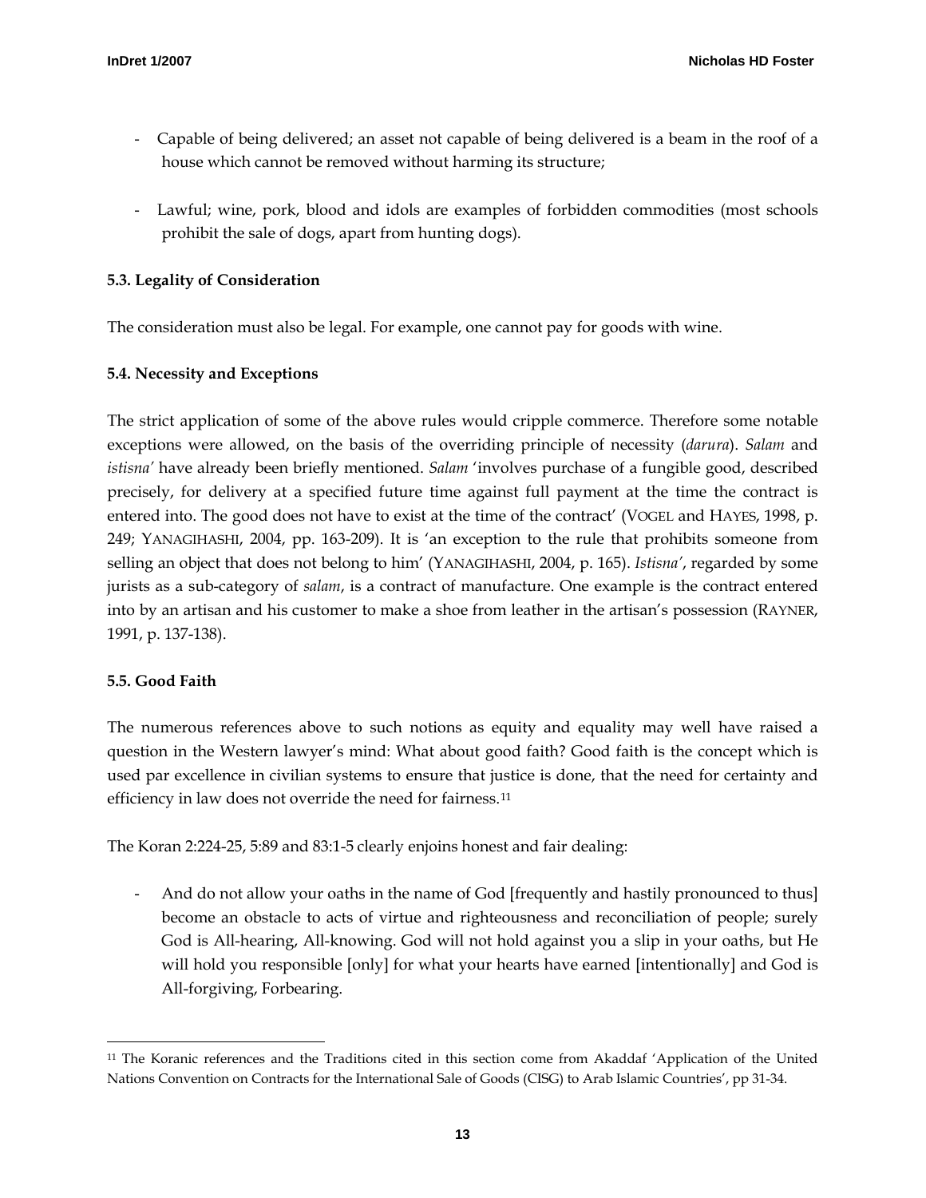- Capable of being delivered; an asset not capable of being delivered is a beam in the roof of a house which cannot be removed without harming its structure;

- Lawful; wine, pork, blood and idols are examples of forbidden commodities (most schools prohibit the sale of dogs, apart from hunting dogs).

### 5.3. Legality of Consideration

The consideration must also be legal. For example, one cannot pay for goods with wine.

### 5.4. Necessity and Exceptions

The strict application of some of the above rules would cripple commerce. Therefore some notable exceptions were allowed, on the basis of the overriding principle of necessity (*darura*). *Salam* and *istisna'* have already been briefly mentioned. *Salam* 'involves purchase of a fungible good, described precisely, for delivery at a specified future time against full payment at the time the contract is entered into. The good does not have to exist at the time of the contract' (VOGEL and HAYES, 1998, p. 249; YANAGIHASHI, 2004, pp. 163-209). It is 'an exception to the rule that prohibits someone from selling an object that does not belong to him' (YANAGIHASHI, 2004, p. 165). *Istisna'*, regarded by some jurists as a sub-category of *salam*, is a contract of manufacture. One example is the contract entered into by an artisan and his customer to make a shoe from leather in the artisan's possession (RAYNER, 1991, p. 137-138).

### 5.5. Good Faith

The numerous references above to such notions as equity and equality may well have raised a question in the Western lawyer's mind: What about good faith? Good faith is the concept which is used par excellence in civilian systems to ensure that justice is done, that the need for certainty and efficiency in law does not override the need for fairness.[11]

The Koran 2:224-25, 5:89 and 83:1-5 clearly enjoins honest and fair dealing:

- And do not allow your oaths in the name of God [frequently and hastily pronounced to thus] become an obstacle to acts of virtue and righteousness and reconciliation of people; surely God is All-hearing, All-knowing. God will not hold against you a slip in your oaths, but He will hold you responsible [only] for what your hearts have earned [intentionally] and God is All-forgiving, Forbearing.

---

[11] The Koranic references and the Traditions cited in this section come from Akaddaf 'Application of the United Nations Convention on Contracts for the International Sale of Goods (CISG) to Arab Islamic Countries', pp 31-34.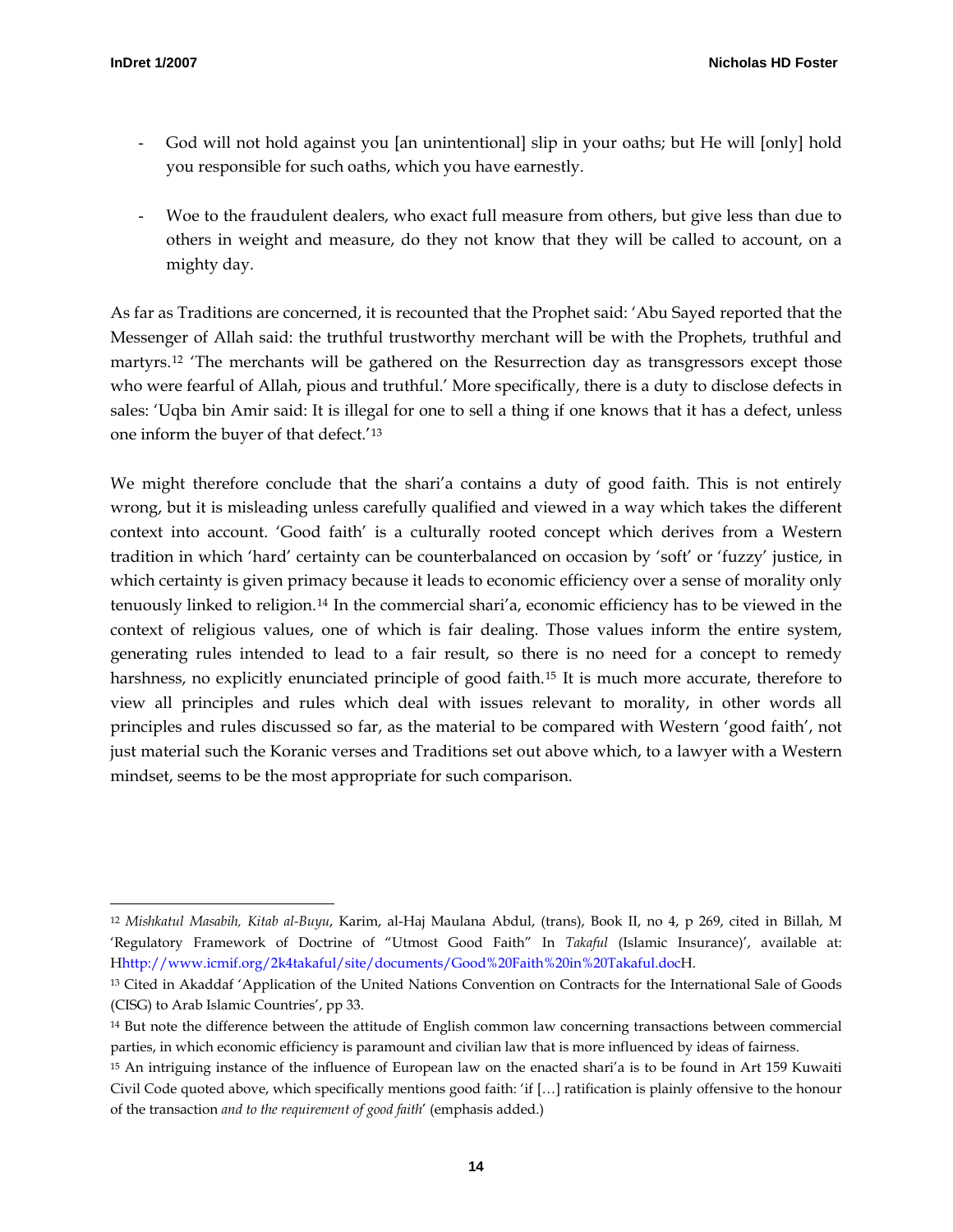- God will not hold against you [an unintentional] slip in your oaths; but He will [only] hold you responsible for such oaths, which you have earnestly.

- Woe to the fraudulent dealers, who exact full measure from others, but give less than due to others in weight and measure, do they not know that they will be called to account, on a mighty day.

As far as Traditions are concerned, it is recounted that the Prophet said: 'Abu Sayed reported that the Messenger of Allah said: the truthful trustworthy merchant will be with the Prophets, truthful and martyrs.[12] 'The merchants will be gathered on the Resurrection day as transgressors except those who were fearful of Allah, pious and truthful.' More specifically, there is a duty to disclose defects in sales: 'Uqba bin Amir said: It is illegal for one to sell a thing if one knows that it has a defect, unless one inform the buyer of that defect.'[13]

We might therefore conclude that the shari'a contains a duty of good faith. This is not entirely wrong, but it is misleading unless carefully qualified and viewed in a way which takes the different context into account. 'Good faith' is a culturally rooted concept which derives from a Western tradition in which 'hard' certainty can be counterbalanced on occasion by 'soft' or 'fuzzy' justice, in which certainty is given primacy because it leads to economic efficiency over a sense of morality only tenuously linked to religion.[14] In the commercial shari'a, economic efficiency has to be viewed in the context of religious values, one of which is fair dealing. Those values inform the entire system, generating rules intended to lead to a fair result, so there is no need for a concept to remedy harshness, no explicitly enunciated principle of good faith.[15] It is much more accurate, therefore to view all principles and rules which deal with issues relevant to morality, in other words all principles and rules discussed so far, as the material to be compared with Western 'good faith', not just material such the Koranic verses and Traditions set out above which, to a lawyer with a Western mindset, seems to be the most appropriate for such comparison.

---

[12] *Mishkatul Masabih, Kitab al-Buyu*, Karim, al-Haj Maulana Abdul, (trans), Book II, no 4, p 269, cited in Billah, M 'Regulatory Framework of Doctrine of "Utmost Good Faith" In *Takaful* (Islamic Insurance)', available at: Hhttp://www.icmif.org/2k4takaful/site/documents/Good%20Faith%20in%20Takaful.docH.

[13] Cited in Akaddaf 'Application of the United Nations Convention on Contracts for the International Sale of Goods (CISG) to Arab Islamic Countries', pp 33.

[14] But note the difference between the attitude of English common law concerning transactions between commercial parties, in which economic efficiency is paramount and civilian law that is more influenced by ideas of fairness.

[15] An intriguing instance of the influence of European law on the enacted shari'a is to be found in Art 159 Kuwaiti Civil Code quoted above, which specifically mentions good faith: 'if […] ratification is plainly offensive to the honour of the transaction *and to the requirement of good faith*' (emphasis added.)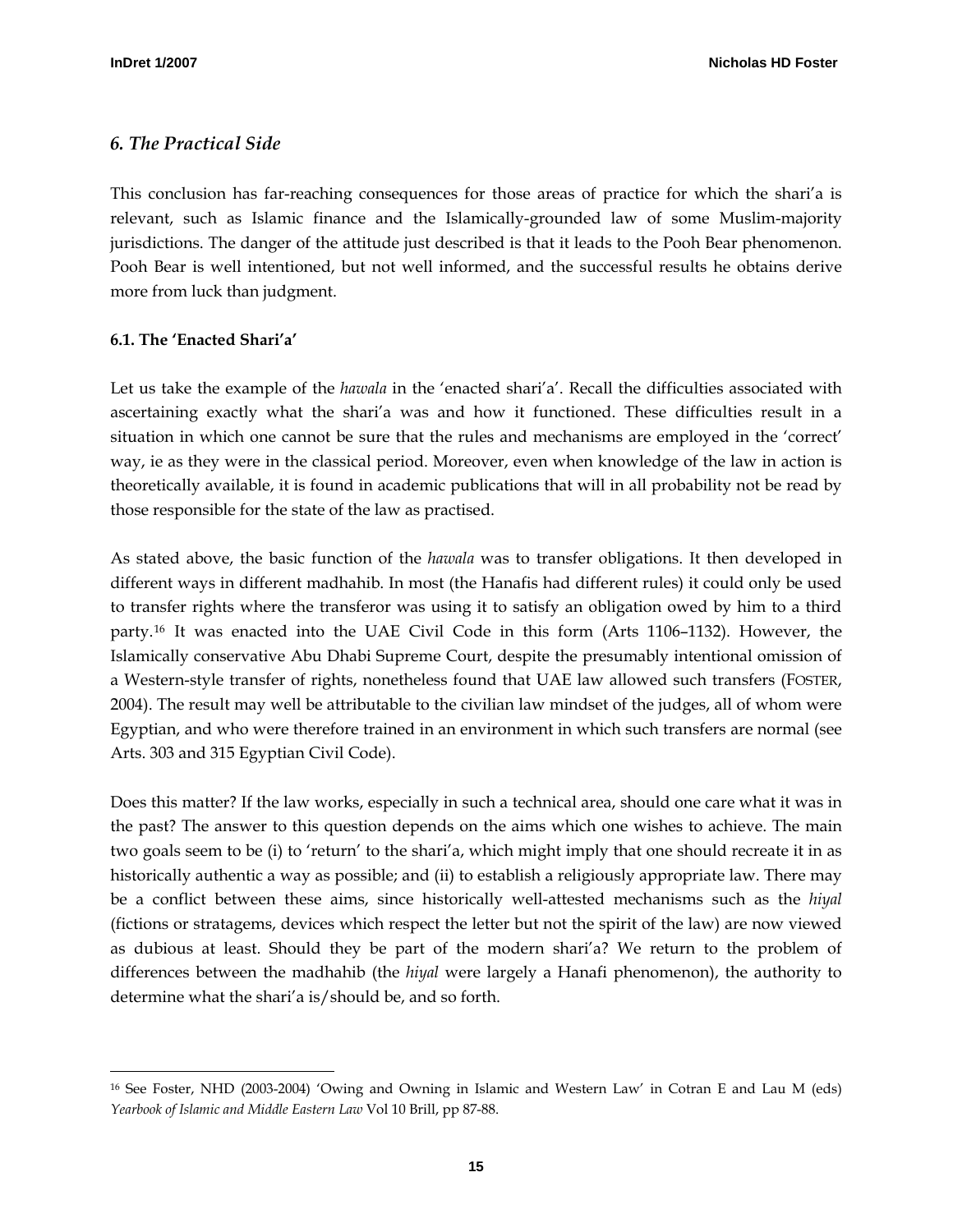### *6. The Practical Side*

This conclusion has far-reaching consequences for those areas of practice for which the shari'a is relevant, such as Islamic finance and the Islamically-grounded law of some Muslim-majority jurisdictions. The danger of the attitude just described is that it leads to the Pooh Bear phenomenon. Pooh Bear is well intentioned, but not well informed, and the successful results he obtains derive more from luck than judgment.

#### 6.1. The 'Enacted Shari'a'

Let us take the example of the *hawala* in the 'enacted shari'a'. Recall the difficulties associated with ascertaining exactly what the shari'a was and how it functioned. These difficulties result in a situation in which one cannot be sure that the rules and mechanisms are employed in the 'correct' way, ie as they were in the classical period. Moreover, even when knowledge of the law in action is theoretically available, it is found in academic publications that will in all probability not be read by those responsible for the state of the law as practised.

As stated above, the basic function of the *hawala* was to transfer obligations. It then developed in different ways in different madhahib. In most (the Hanafis had different rules) it could only be used to transfer rights where the transferor was using it to satisfy an obligation owed by him to a third party.[16] It was enacted into the UAE Civil Code in this form (Arts 1106–1132). However, the Islamically conservative Abu Dhabi Supreme Court, despite the presumably intentional omission of a Western-style transfer of rights, nonetheless found that UAE law allowed such transfers (FOSTER, 2004). The result may well be attributable to the civilian law mindset of the judges, all of whom were Egyptian, and who were therefore trained in an environment in which such transfers are normal (see Arts. 303 and 315 Egyptian Civil Code).

Does this matter? If the law works, especially in such a technical area, should one care what it was in the past? The answer to this question depends on the aims which one wishes to achieve. The main two goals seem to be (i) to 'return' to the shari'a, which might imply that one should recreate it in as historically authentic a way as possible; and (ii) to establish a religiously appropriate law. There may be a conflict between these aims, since historically well-attested mechanisms such as the *hiyal* (fictions or stratagems, devices which respect the letter but not the spirit of the law) are now viewed as dubious at least. Should they be part of the modern shari'a? We return to the problem of differences between the madhahib (the *hiyal* were largely a Hanafi phenomenon), the authority to determine what the shari'a is/should be, and so forth.

---

[16] See Foster, NHD (2003-2004) 'Owing and Owning in Islamic and Western Law' in Cotran E and Lau M (eds) *Yearbook of Islamic and Middle Eastern Law* Vol 10 Brill, pp 87-88.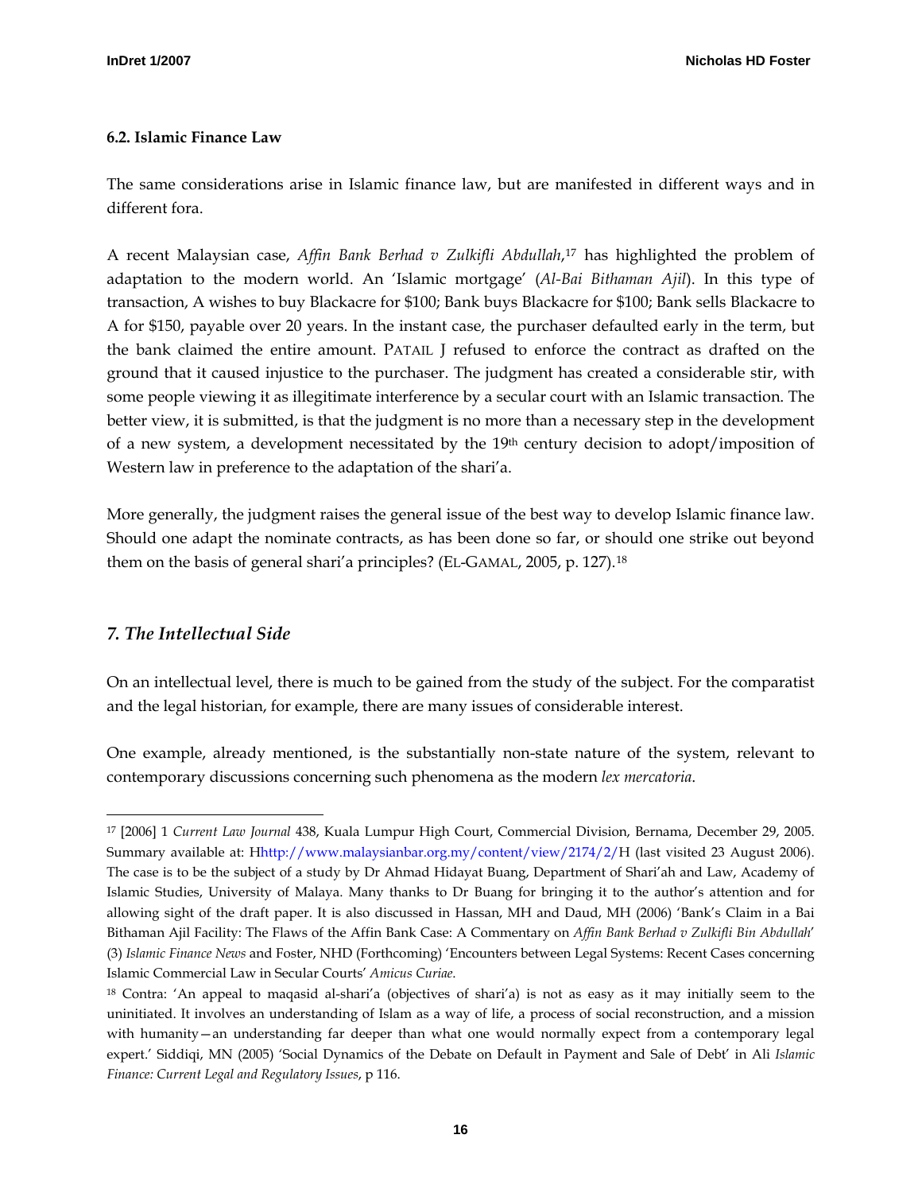### 6.2. Islamic Finance Law

The same considerations arise in Islamic finance law, but are manifested in different ways and in different fora.

A recent Malaysian case, *Affin Bank Berhad v Zulkifli Abdullah*,[17] has highlighted the problem of adaptation to the modern world. An 'Islamic mortgage' (*Al-Bai Bithaman Ajil*). In this type of transaction, A wishes to buy Blackacre for $100; Bank buys Blackacre for $100; Bank sells Blackacre to A for $150, payable over 20 years. In the instant case, the purchaser defaulted early in the term, but the bank claimed the entire amount. PATAIL J refused to enforce the contract as drafted on the ground that it caused injustice to the purchaser. The judgment has created a considerable stir, with some people viewing it as illegitimate interference by a secular court with an Islamic transaction. The better view, it is submitted, is that the judgment is no more than a necessary step in the development of a new system, a development necessitated by the 19th century decision to adopt/imposition of Western law in preference to the adaptation of the shari'a.

More generally, the judgment raises the general issue of the best way to develop Islamic finance law. Should one adapt the nominate contracts, as has been done so far, or should one strike out beyond them on the basis of general shari'a principles? (EL-GAMAL, 2005, p. 127).[18]

## *7. The Intellectual Side*

On an intellectual level, there is much to be gained from the study of the subject. For the comparatist and the legal historian, for example, there are many issues of considerable interest.

One example, already mentioned, is the substantially non-state nature of the system, relevant to contemporary discussions concerning such phenomena as the modern *lex mercatoria*.

---

[17] [2006] 1 *Current Law Journal* 438, Kuala Lumpur High Court, Commercial Division, Bernama, December 29, 2005. Summary available at: Hhttp://www.malaysianbar.org.my/content/view/2174/2/H (last visited 23 August 2006). The case is to be the subject of a study by Dr Ahmad Hidayat Buang, Department of Shari'ah and Law, Academy of Islamic Studies, University of Malaya. Many thanks to Dr Buang for bringing it to the author's attention and for allowing sight of the draft paper. It is also discussed in Hassan, MH and Daud, MH (2006) 'Bank's Claim in a Bai Bithaman Ajil Facility: The Flaws of the Affin Bank Case: A Commentary on *Affin Bank Berhad v Zulkifli Bin Abdullah*' (3) *Islamic Finance News* and Foster, NHD (Forthcoming) 'Encounters between Legal Systems: Recent Cases concerning Islamic Commercial Law in Secular Courts' *Amicus Curiae*.

[18] Contra: 'An appeal to maqasid al-shari'a (objectives of shari'a) is not as easy as it may initially seem to the uninitiated. It involves an understanding of Islam as a way of life, a process of social reconstruction, and a mission with humanity—an understanding far deeper than what one would normally expect from a contemporary legal expert.' Siddiqi, MN (2005) 'Social Dynamics of the Debate on Default in Payment and Sale of Debt' in Ali *Islamic Finance: Current Legal and Regulatory Issues*, p 116.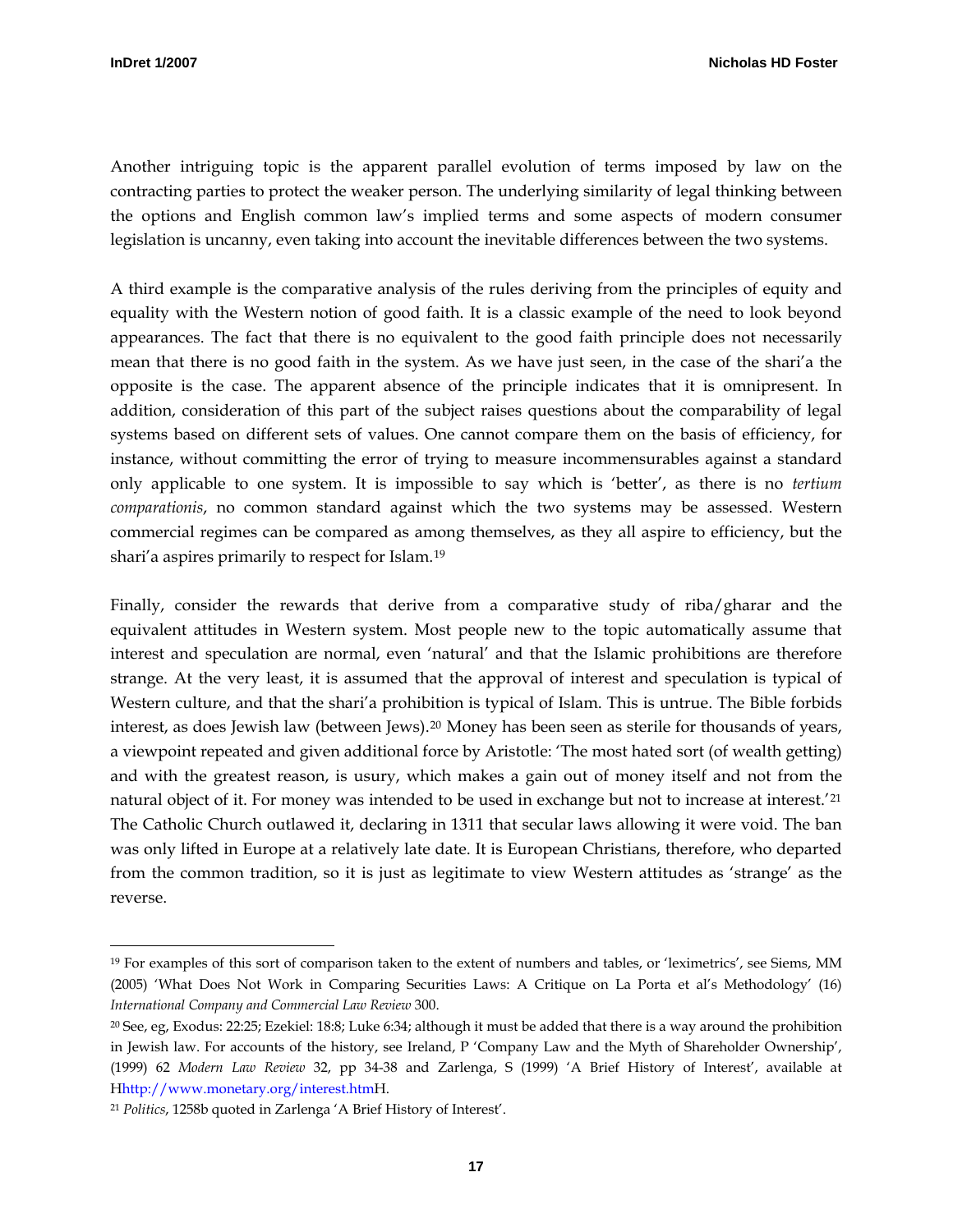Another intriguing topic is the apparent parallel evolution of terms imposed by law on the contracting parties to protect the weaker person. The underlying similarity of legal thinking between the options and English common law's implied terms and some aspects of modern consumer legislation is uncanny, even taking into account the inevitable differences between the two systems.

A third example is the comparative analysis of the rules deriving from the principles of equity and equality with the Western notion of good faith. It is a classic example of the need to look beyond appearances. The fact that there is no equivalent to the good faith principle does not necessarily mean that there is no good faith in the system. As we have just seen, in the case of the shari'a the opposite is the case. The apparent absence of the principle indicates that it is omnipresent. In addition, consideration of this part of the subject raises questions about the comparability of legal systems based on different sets of values. One cannot compare them on the basis of efficiency, for instance, without committing the error of trying to measure incommensurables against a standard only applicable to one system. It is impossible to say which is 'better', as there is no *tertium comparationis*, no common standard against which the two systems may be assessed. Western commercial regimes can be compared as among themselves, as they all aspire to efficiency, but the shari'a aspires primarily to respect for Islam.[19]

Finally, consider the rewards that derive from a comparative study of riba/gharar and the equivalent attitudes in Western system. Most people new to the topic automatically assume that interest and speculation are normal, even 'natural' and that the Islamic prohibitions are therefore strange. At the very least, it is assumed that the approval of interest and speculation is typical of Western culture, and that the shari'a prohibition is typical of Islam. This is untrue. The Bible forbids interest, as does Jewish law (between Jews).[20] Money has been seen as sterile for thousands of years, a viewpoint repeated and given additional force by Aristotle: 'The most hated sort (of wealth getting) and with the greatest reason, is usury, which makes a gain out of money itself and not from the natural object of it. For money was intended to be used in exchange but not to increase at interest.'[21] The Catholic Church outlawed it, declaring in 1311 that secular laws allowing it were void. The ban was only lifted in Europe at a relatively late date. It is European Christians, therefore, who departed from the common tradition, so it is just as legitimate to view Western attitudes as 'strange' as the reverse.

---

[19] For examples of this sort of comparison taken to the extent of numbers and tables, or 'leximetrics', see Siems, MM (2005) 'What Does Not Work in Comparing Securities Laws: A Critique on La Porta et al's Methodology' (16) *International Company and Commercial Law Review* 300.

[20] See, eg, Exodus: 22:25; Ezekiel: 18:8; Luke 6:34; although it must be added that there is a way around the prohibition in Jewish law. For accounts of the history, see Ireland, P 'Company Law and the Myth of Shareholder Ownership', (1999) 62 *Modern Law Review* 32, pp 34-38 and Zarlenga, S (1999) 'A Brief History of Interest', available at Hhttp://www.monetary.org/interest.htmH.

[21] *Politics*, 1258b quoted in Zarlenga 'A Brief History of Interest'.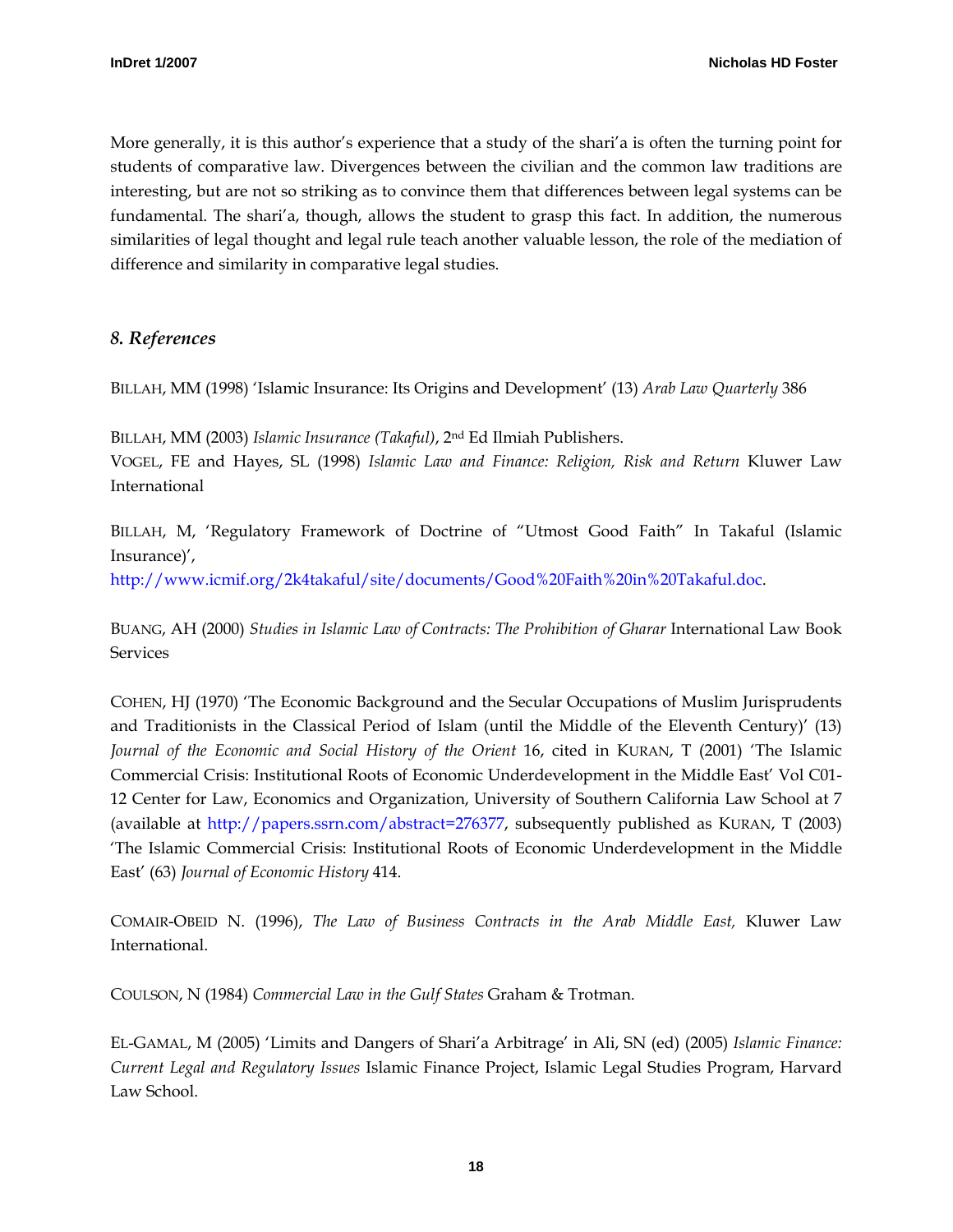More generally, it is this author's experience that a study of the shari'a is often the turning point for students of comparative law. Divergences between the civilian and the common law traditions are interesting, but are not so striking as to convince them that differences between legal systems can be fundamental. The shari'a, though, allows the student to grasp this fact. In addition, the numerous similarities of legal thought and legal rule teach another valuable lesson, the role of the mediation of difference and similarity in comparative legal studies.

## *8. References*

BILLAH, MM (1998) 'Islamic Insurance: Its Origins and Development' (13) *Arab Law Quarterly* 386

BILLAH, MM (2003) *Islamic Insurance (Takaful)*, 2nd Ed Ilmiah Publishers.
VOGEL, FE and Hayes, SL (1998) *Islamic Law and Finance: Religion, Risk and Return* Kluwer Law International

BILLAH, M, 'Regulatory Framework of Doctrine of "Utmost Good Faith" In Takaful (Islamic Insurance)',
http://www.icmif.org/2k4takaful/site/documents/Good%20Faith%20in%20Takaful.doc.

BUANG, AH (2000) *Studies in Islamic Law of Contracts: The Prohibition of Gharar* International Law Book Services

COHEN, HJ (1970) 'The Economic Background and the Secular Occupations of Muslim Jurisprudents and Traditionists in the Classical Period of Islam (until the Middle of the Eleventh Century)' (13) *Journal of the Economic and Social History of the Orient* 16, cited in KURAN, T (2001) 'The Islamic Commercial Crisis: Institutional Roots of Economic Underdevelopment in the Middle East' Vol C01-12 Center for Law, Economics and Organization, University of Southern California Law School at 7 (available at http://papers.ssrn.com/abstract=276377, subsequently published as KURAN, T (2003) 'The Islamic Commercial Crisis: Institutional Roots of Economic Underdevelopment in the Middle East' (63) *Journal of Economic History* 414.

COMAIR-OBEID N. (1996), *The Law of Business Contracts in the Arab Middle East,* Kluwer Law International.

COULSON, N (1984) *Commercial Law in the Gulf States* Graham & Trotman.

EL-GAMAL, M (2005) 'Limits and Dangers of Shari'a Arbitrage' in Ali, SN (ed) (2005) *Islamic Finance: Current Legal and Regulatory Issues* Islamic Finance Project, Islamic Legal Studies Program, Harvard Law School.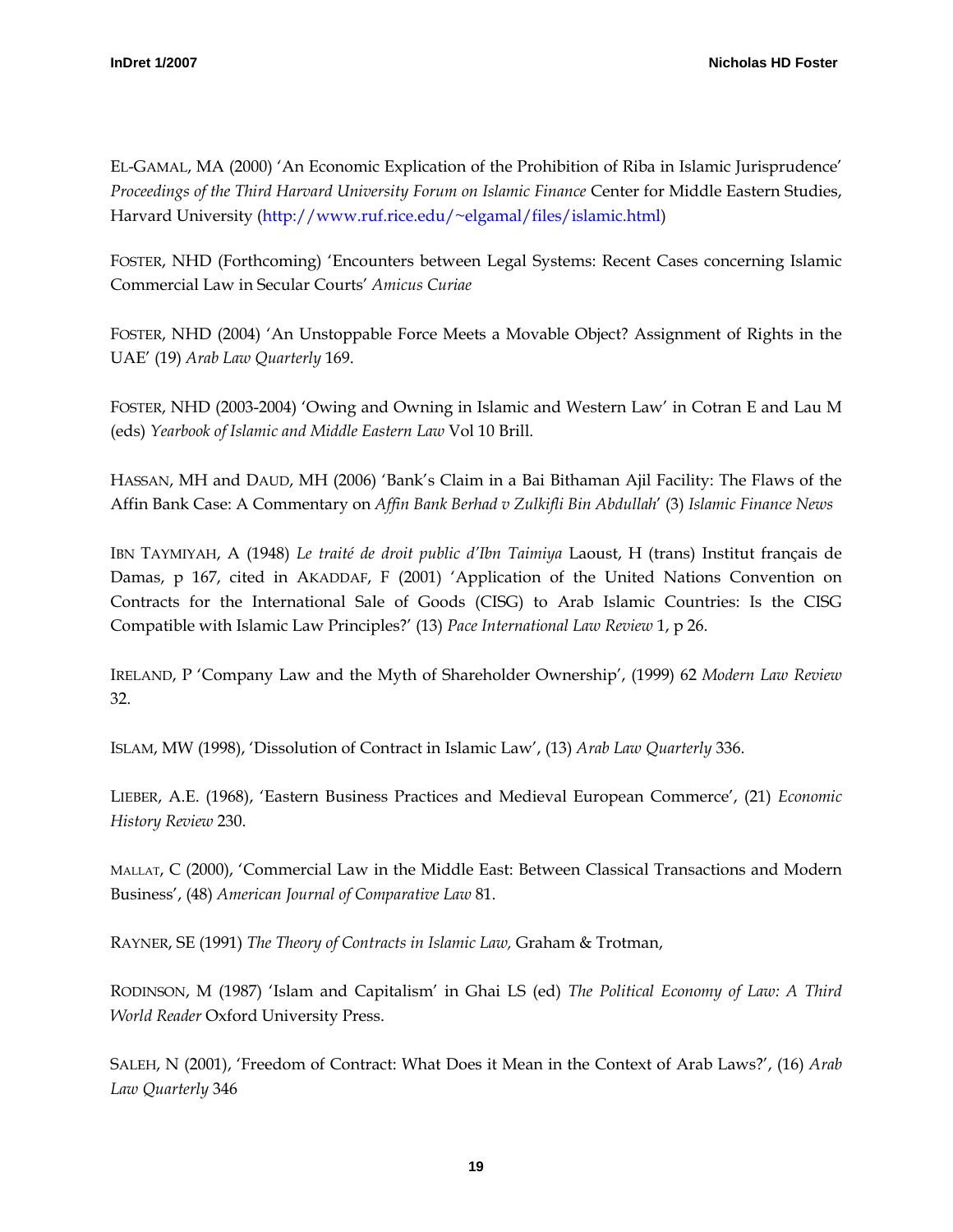EL-GAMAL, MA (2000) 'An Economic Explication of the Prohibition of Riba in Islamic Jurisprudence' *Proceedings of the Third Harvard University Forum on Islamic Finance* Center for Middle Eastern Studies, Harvard University (http://www.ruf.rice.edu/~elgamal/files/islamic.html)

FOSTER, NHD (Forthcoming) 'Encounters between Legal Systems: Recent Cases concerning Islamic Commercial Law in Secular Courts' *Amicus Curiae*

FOSTER, NHD (2004) 'An Unstoppable Force Meets a Movable Object? Assignment of Rights in the UAE' (19) *Arab Law Quarterly* 169.

FOSTER, NHD (2003-2004) 'Owing and Owning in Islamic and Western Law' in Cotran E and Lau M (eds) *Yearbook of Islamic and Middle Eastern Law* Vol 10 Brill.

HASSAN, MH and DAUD, MH (2006) 'Bank's Claim in a Bai Bithaman Ajil Facility: The Flaws of the Affin Bank Case: A Commentary on *Affin Bank Berhad v Zulkifli Bin Abdullah*' (3) *Islamic Finance News*

IBN TAYMIYAH, A (1948) *Le traité de droit public d'Ibn Taimiya* Laoust, H (trans) Institut français de Damas, p 167, cited in AKADDAF, F (2001) 'Application of the United Nations Convention on Contracts for the International Sale of Goods (CISG) to Arab Islamic Countries: Is the CISG Compatible with Islamic Law Principles?' (13) *Pace International Law Review* 1, p 26.

IRELAND, P 'Company Law and the Myth of Shareholder Ownership', (1999) 62 *Modern Law Review* 32.

ISLAM, MW (1998), 'Dissolution of Contract in Islamic Law', (13) *Arab Law Quarterly* 336.

LIEBER, A.E. (1968), 'Eastern Business Practices and Medieval European Commerce', (21) *Economic History Review* 230.

MALLAT, C (2000), 'Commercial Law in the Middle East: Between Classical Transactions and Modern Business', (48) *American Journal of Comparative Law* 81.

RAYNER, SE (1991) *The Theory of Contracts in Islamic Law,* Graham & Trotman,

RODINSON, M (1987) 'Islam and Capitalism' in Ghai LS (ed) *The Political Economy of Law: A Third World Reader* Oxford University Press.

SALEH, N (2001), 'Freedom of Contract: What Does it Mean in the Context of Arab Laws?', (16) *Arab Law Quarterly* 346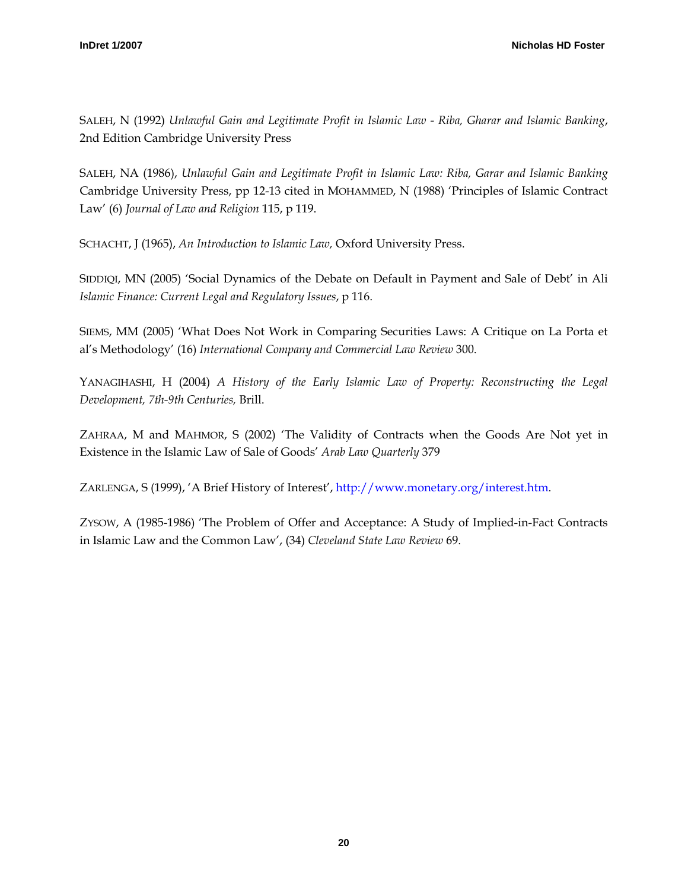SALEH, N (1992) *Unlawful Gain and Legitimate Profit in Islamic Law - Riba, Gharar and Islamic Banking*, 2nd Edition Cambridge University Press

SALEH, NA (1986), *Unlawful Gain and Legitimate Profit in Islamic Law: Riba, Garar and Islamic Banking* Cambridge University Press, pp 12-13 cited in MOHAMMED, N (1988) 'Principles of Islamic Contract Law' (6) *Journal of Law and Religion* 115, p 119.

SCHACHT, J (1965), *An Introduction to Islamic Law,* Oxford University Press.

SIDDIQI, MN (2005) 'Social Dynamics of the Debate on Default in Payment and Sale of Debt' in Ali *Islamic Finance: Current Legal and Regulatory Issues*, p 116.

SIEMS, MM (2005) 'What Does Not Work in Comparing Securities Laws: A Critique on La Porta et al's Methodology' (16) *International Company and Commercial Law Review* 300.

YANAGIHASHI, H (2004) *A History of the Early Islamic Law of Property: Reconstructing the Legal Development, 7th-9th Centuries,* Brill.

ZAHRAA, M and MAHMOR, S (2002) 'The Validity of Contracts when the Goods Are Not yet in Existence in the Islamic Law of Sale of Goods' *Arab Law Quarterly* 379

ZARLENGA, S (1999), 'A Brief History of Interest', http://www.monetary.org/interest.htm.

ZYSOW, A (1985-1986) 'The Problem of Offer and Acceptance: A Study of Implied-in-Fact Contracts in Islamic Law and the Common Law', (34) *Cleveland State Law Review* 69.